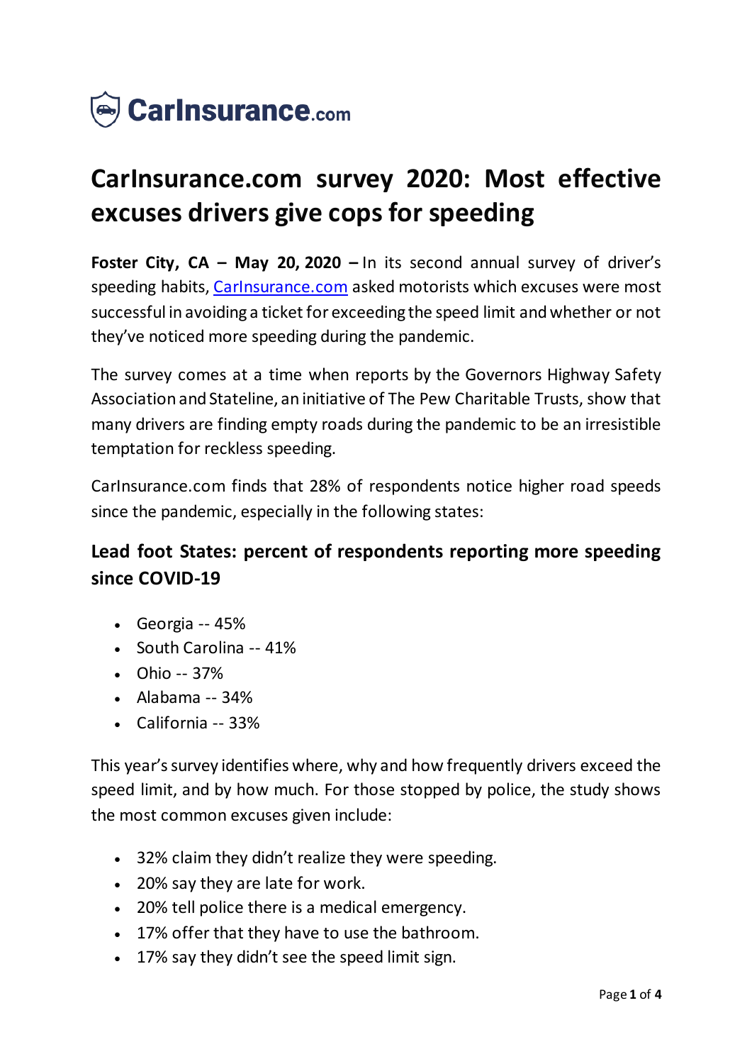CarInsurance.com

# CarInsurance.com survey 2020: Most effective excuses drivers give cops for speeding

**Foster City, CA – May 20, 2020 –** In its second annual survey of driver's speeding habits, [CarInsurance.com](CarInsurance.com) asked motorists which excuses were most successful in avoiding a ticket for exceeding the speed limit and whether or not they've noticed more speeding during the pandemic.

The survey comes at a time when reports by the Governors Highway Safety Association and Stateline, an initiative of The Pew Charitable Trusts, show that many drivers are finding empty roads during the pandemic to be an irresistible temptation for reckless speeding.

CarInsurance.com finds that 28% of respondents notice higher road speeds since the pandemic, especially in the following states:

## Lead foot States: percent of respondents reporting more speeding since COVID-19

- Georgia -- 45%
- South Carolina -- 41%
- Ohio -- 37%
- Alabama -- 34%
- California -- 33%

This year's survey identifies where, why and how frequently drivers exceed the speed limit, and by how much. For those stopped by police, the study shows the most common excuses given include:

- 32% claim they didn't realize they were speeding.
- 20% say they are late for work.
- 20% tell police there is a medical emergency.
- 17% offer that they have to use the bathroom.
- 17% say they didn't see the speed limit sign.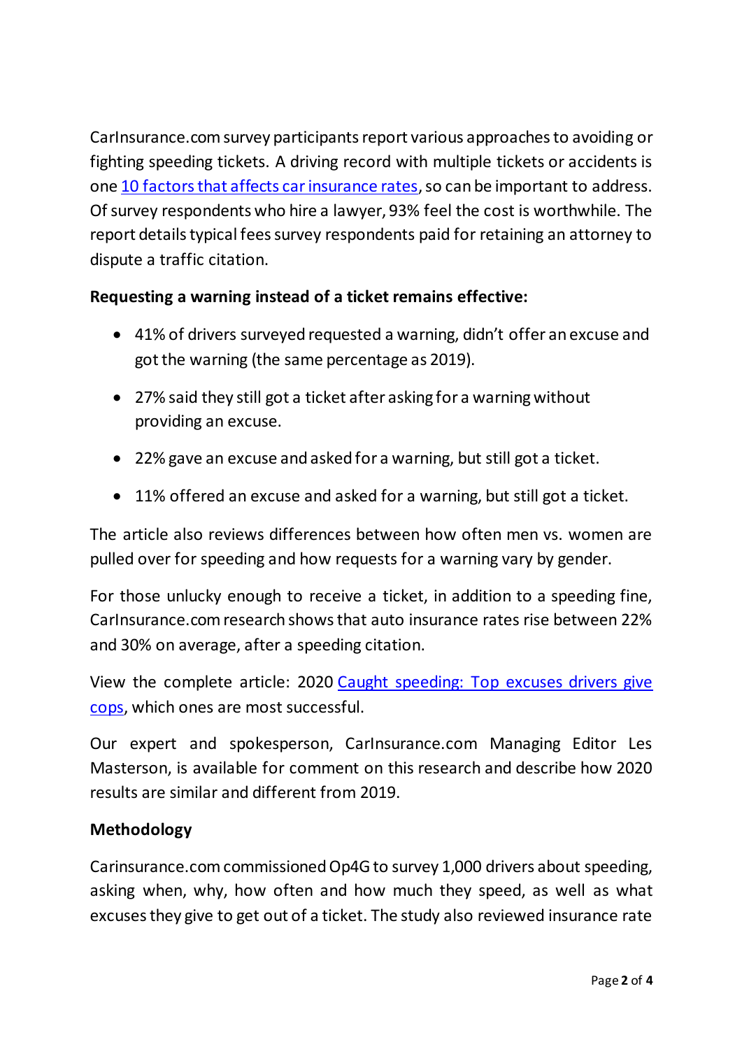CarInsurance.com survey participants report various approaches to avoiding or fighting speeding tickets. A driving record with multiple tickets or accidents is one [10 factors that affects car insurance rates](), so can be important to address. Of survey respondents who hire a lawyer, 93% feel the cost is worthwhile. The report details typical fees survey respondents paid for retaining an attorney to dispute a traffic citation.

**Requesting a warning instead of a ticket remains effective:**

- 41% of drivers surveyed requested a warning, didn't offer an excuse and got the warning (the same percentage as 2019).
- 27% said they still got a ticket after asking for a warning without providing an excuse.
- 22% gave an excuse and asked for a warning, but still got a ticket.
- 11% offered an excuse and asked for a warning, but still got a ticket.

The article also reviews differences between how often men vs. women are pulled over for speeding and how requests for a warning vary by gender.

For those unlucky enough to receive a ticket, in addition to a speeding fine, CarInsurance.com research shows that auto insurance rates rise between 22% and 30% on average, after a speeding citation.

View the complete article: 2020 [Caught speeding: Top excuses drivers give cops](), which ones are most successful.

Our expert and spokesperson, CarInsurance.com Managing Editor Les Masterson, is available for comment on this research and describe how 2020 results are similar and different from 2019.

**Methodology**

Carinsurance.com commissioned Op4G to survey 1,000 drivers about speeding, asking when, why, how often and how much they speed, as well as what excuses they give to get out of a ticket. The study also reviewed insurance rate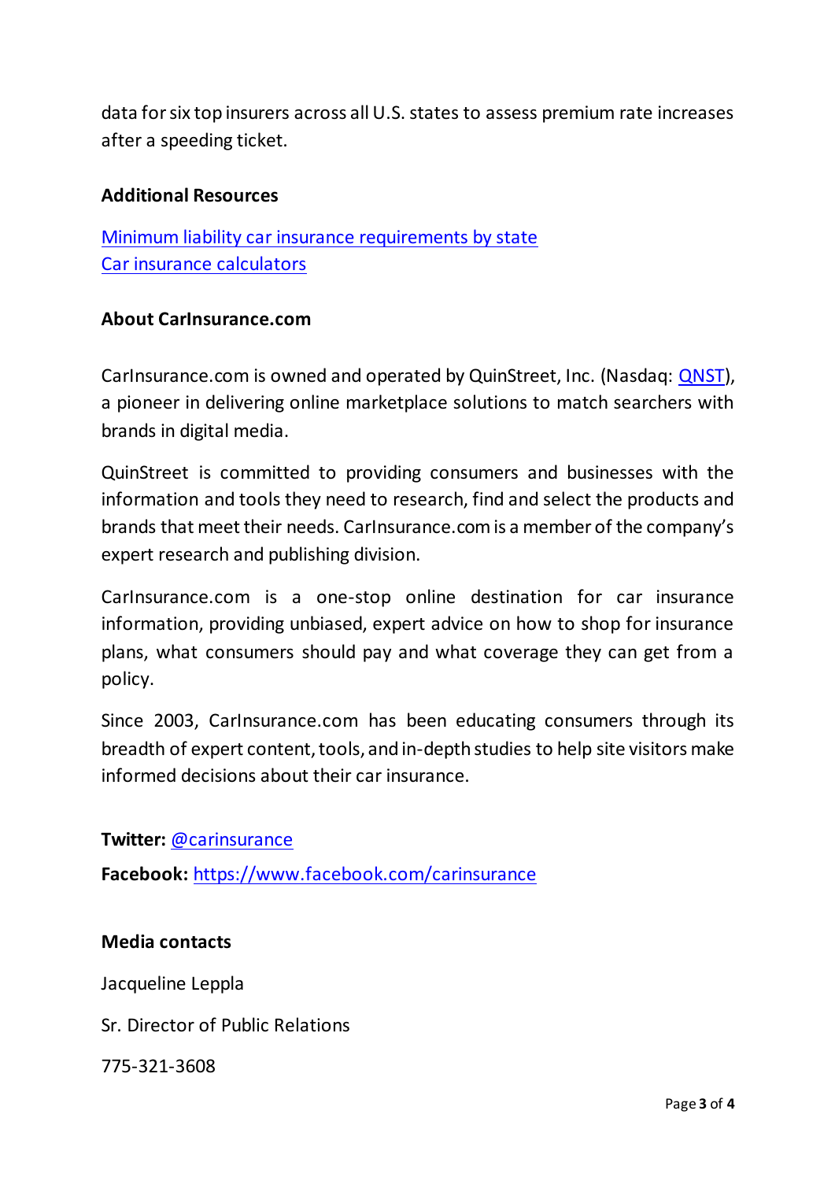data for six top insurers across all U.S. states to assess premium rate increases after a speeding ticket.

**Additional Resources**

Minimum liability car insurance requirements by state
Car insurance calculators

**About CarInsurance.com**

CarInsurance.com is owned and operated by QuinStreet, Inc. (Nasdaq: QNST), a pioneer in delivering online marketplace solutions to match searchers with brands in digital media.

QuinStreet is committed to providing consumers and businesses with the information and tools they need to research, find and select the products and brands that meet their needs. CarInsurance.com is a member of the company's expert research and publishing division.

CarInsurance.com is a one-stop online destination for car insurance information, providing unbiased, expert advice on how to shop for insurance plans, what consumers should pay and what coverage they can get from a policy.

Since 2003, CarInsurance.com has been educating consumers through its breadth of expert content, tools, and in-depth studies to help site visitors make informed decisions about their car insurance.

**Twitter:** @carinsurance

**Facebook:** https://www.facebook.com/carinsurance

**Media contacts**

Jacqueline Leppla

Sr. Director of Public Relations

775-321-3608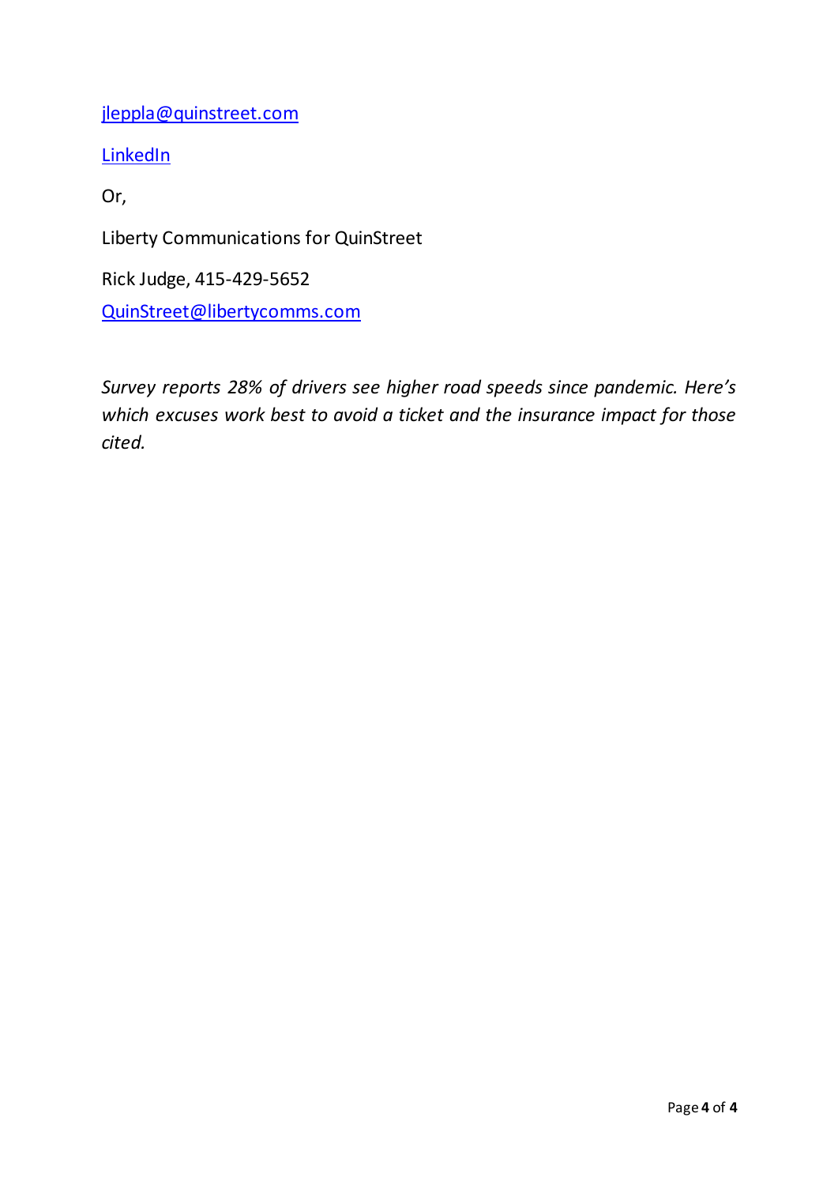jleppla@quinstreet.com

LinkedIn

Or,

Liberty Communications for QuinStreet

Rick Judge, 415-429-5652
QuinStreet@libertycomms.com

*Survey reports 28% of drivers see higher road speeds since pandemic. Here's which excuses work best to avoid a ticket and the insurance impact for those cited.*